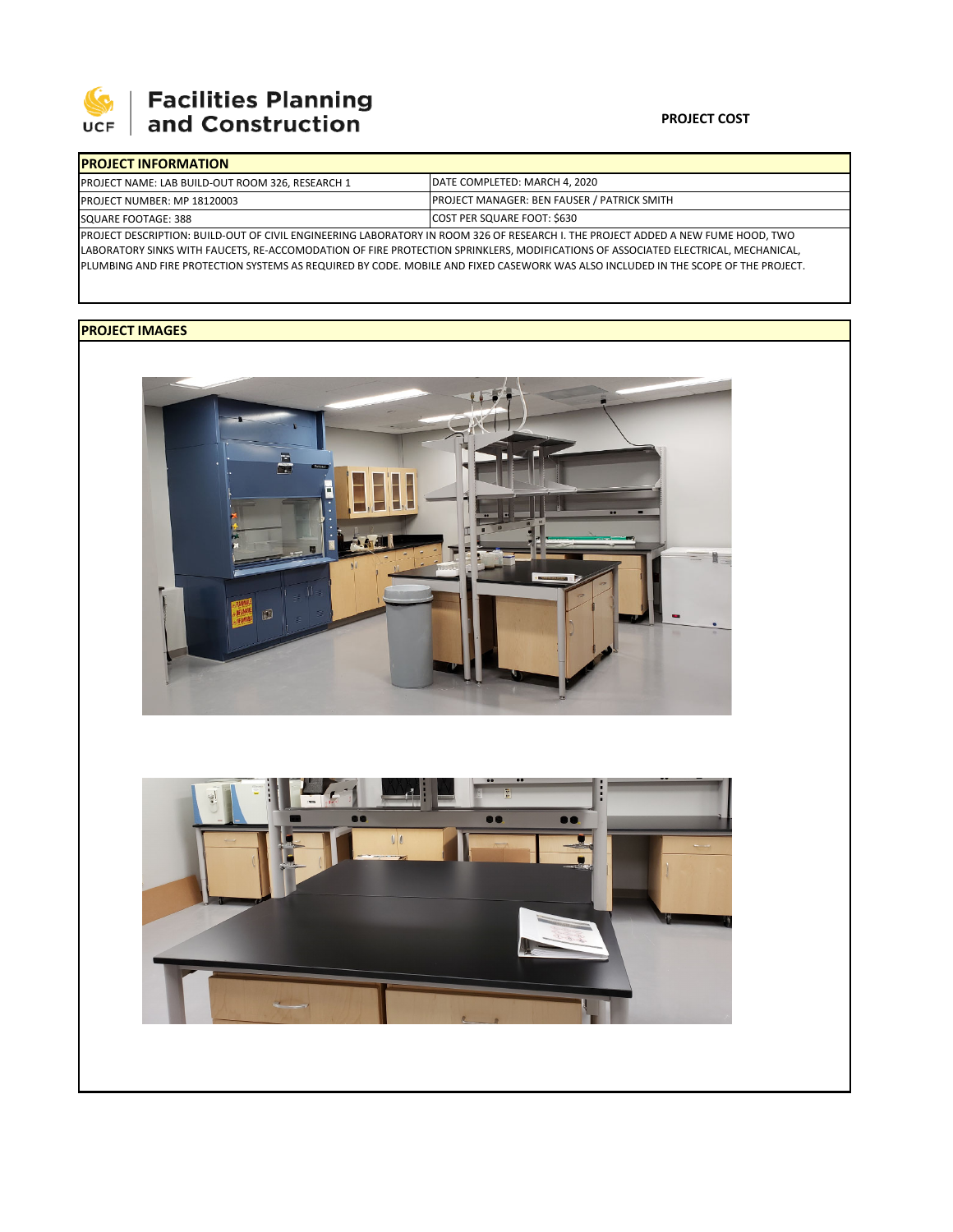**Facilities Planning and Construction**

**PROJECT COST**

| PROJECT INFORMATION | |
|---|---|
| PROJECT NAME: LAB BUILD-OUT ROOM 326, RESEARCH 1 | DATE COMPLETED: MARCH 4, 2020 |
| PROJECT NUMBER: MP 18120003 | PROJECT MANAGER: BEN FAUSER / PATRICK SMITH |
| SQUARE FOOTAGE: 388 | COST PER SQUARE FOOT: $630 |

PROJECT DESCRIPTION: BUILD-OUT OF CIVIL ENGINEERING LABORATORY IN ROOM 326 OF RESEARCH I. THE PROJECT ADDED A NEW FUME HOOD, TWO LABORATORY SINKS WITH FAUCETS, RE-ACCOMODATION OF FIRE PROTECTION SPRINKLERS, MODIFICATIONS OF ASSOCIATED ELECTRICAL, MECHANICAL, PLUMBING AND FIRE PROTECTION SYSTEMS AS REQUIRED BY CODE. MOBILE AND FIXED CASEWORK WAS ALSO INCLUDED IN THE SCOPE OF THE PROJECT.

**PROJECT IMAGES**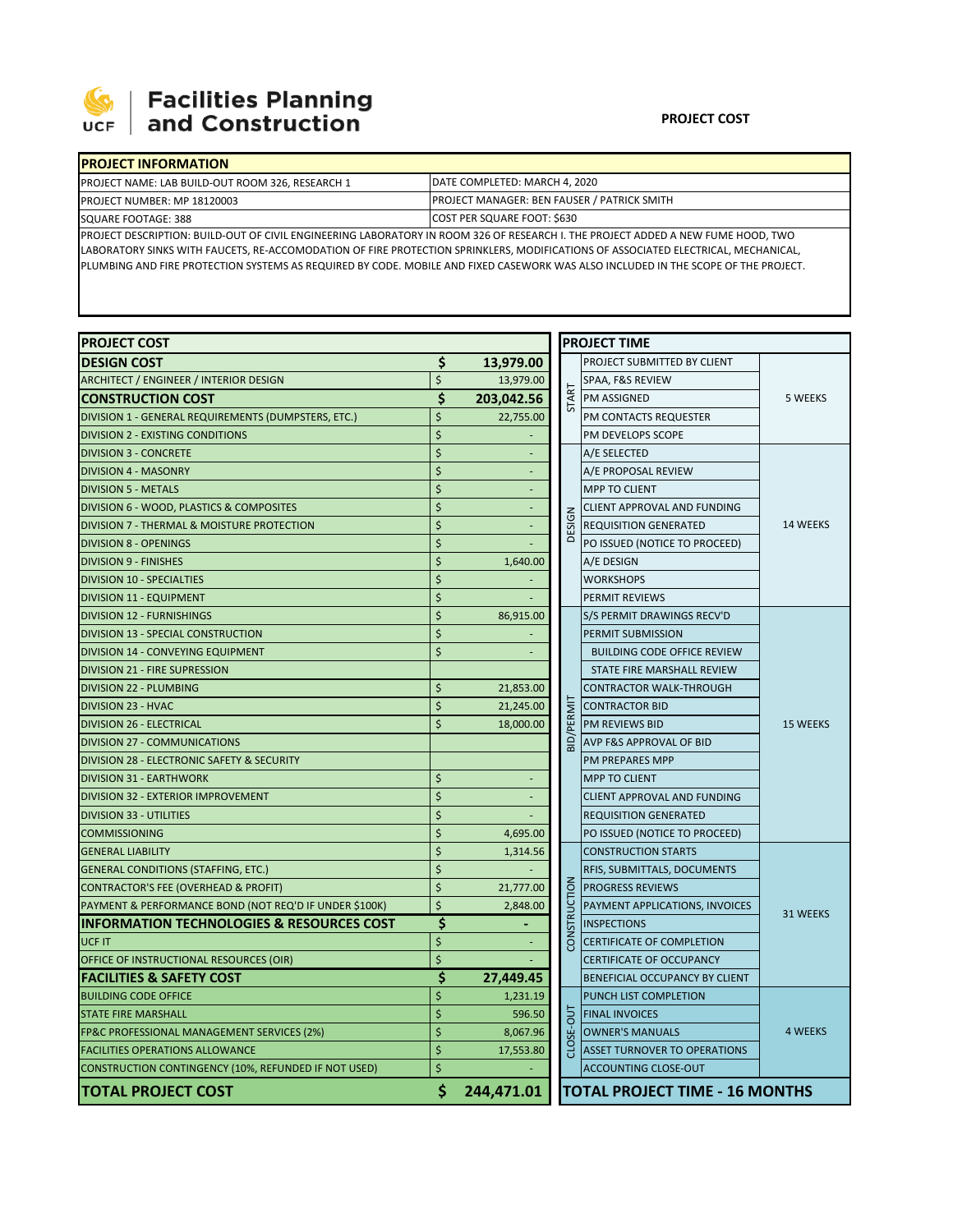# Facilities Planning and Construction

**PROJECT COST**

| PROJECT INFORMATION | |
|---|---|
| PROJECT NAME: LAB BUILD-OUT ROOM 326, RESEARCH 1 | DATE COMPLETED: MARCH 4, 2020 |
| PROJECT NUMBER: MP 18120003 | PROJECT MANAGER: BEN FAUSER / PATRICK SMITH |
| SQUARE FOOTAGE: 388 | COST PER SQUARE FOOT: $630 |

PROJECT DESCRIPTION: BUILD-OUT OF CIVIL ENGINEERING LABORATORY IN ROOM 326 OF RESEARCH I. THE PROJECT ADDED A NEW FUME HOOD, TWO LABORATORY SINKS WITH FAUCETS, RE-ACCOMODATION OF FIRE PROTECTION SPRINKLERS, MODIFICATIONS OF ASSOCIATED ELECTRICAL, MECHANICAL, PLUMBING AND FIRE PROTECTION SYSTEMS AS REQUIRED BY CODE. MOBILE AND FIXED CASEWORK WAS ALSO INCLUDED IN THE SCOPE OF THE PROJECT.

| PROJECT COST | | |
|---|---|---|
| **DESIGN COST** | **$** | **13,979.00** |
| ARCHITECT / ENGINEER / INTERIOR DESIGN | $ | 13,979.00 |
| **CONSTRUCTION COST** | **$** | **203,042.56** |
| DIVISION 1 - GENERAL REQUIREMENTS (DUMPSTERS, ETC.) | $ | 22,755.00 |
| DIVISION 2 - EXISTING CONDITIONS | $ | - |
| DIVISION 3 - CONCRETE | $ | - |
| DIVISION 4 - MASONRY | $ | - |
| DIVISION 5 - METALS | $ | - |
| DIVISION 6 - WOOD, PLASTICS & COMPOSITES | $ | - |
| DIVISION 7 - THERMAL & MOISTURE PROTECTION | $ | - |
| DIVISION 8 - OPENINGS | $ | - |
| DIVISION 9 - FINISHES | $ | 1,640.00 |
| DIVISION 10 - SPECIALTIES | $ | - |
| DIVISION 11 - EQUIPMENT | $ | - |
| DIVISION 12 - FURNISHINGS | $ | 86,915.00 |
| DIVISION 13 - SPECIAL CONSTRUCTION | $ | - |
| DIVISION 14 - CONVEYING EQUIPMENT | $ | - |
| DIVISION 21 - FIRE SUPRESSION | | |
| DIVISION 22 - PLUMBING | $ | 21,853.00 |
| DIVISION 23 - HVAC | $ | 21,245.00 |
| DIVISION 26 - ELECTRICAL | $ | 18,000.00 |
| DIVISION 27 - COMMUNICATIONS | | |
| DIVISION 28 - ELECTRONIC SAFETY & SECURITY | | |
| DIVISION 31 - EARTHWORK | $ | - |
| DIVISION 32 - EXTERIOR IMPROVEMENT | $ | - |
| DIVISION 33 - UTILITIES | $ | - |
| COMMISSIONING | $ | 4,695.00 |
| GENERAL LIABILITY | $ | 1,314.56 |
| GENERAL CONDITIONS (STAFFING, ETC.) | $ | - |
| CONTRACTOR'S FEE (OVERHEAD & PROFIT) | $ | 21,777.00 |
| PAYMENT & PERFORMANCE BOND (NOT REQ'D IF UNDER $100K) | $ | 2,848.00 |
| **INFORMATION TECHNOLOGIES & RESOURCES COST** | **$** | **-** |
| UCF IT | $ | - |
| OFFICE OF INSTRUCTIONAL RESOURCES (OIR) | $ | - |
| **FACILITIES & SAFETY COST** | **$** | **27,449.45** |
| BUILDING CODE OFFICE | $ | 1,231.19 |
| STATE FIRE MARSHALL | $ | 596.50 |
| FP&C PROFESSIONAL MANAGEMENT SERVICES (2%) | $ | 8,067.96 |
| FACILITIES OPERATIONS ALLOWANCE | $ | 17,553.80 |
| CONSTRUCTION CONTINGENCY (10%, REFUNDED IF NOT USED) | $ | - |
| **TOTAL PROJECT COST** | **$** | **244,471.01** |

| PROJECT TIME | | |
|---|---|---|
| START | PROJECT SUBMITTED BY CLIENT | 5 WEEKS |
| | SPAA, F&S REVIEW | |
| | PM ASSIGNED | |
| | PM CONTACTS REQUESTER | |
| | PM DEVELOPS SCOPE | |
| DESIGN | A/E SELECTED | 14 WEEKS |
| | A/E PROPOSAL REVIEW | |
| | MPP TO CLIENT | |
| | CLIENT APPROVAL AND FUNDING | |
| | REQUISITION GENERATED | |
| | PO ISSUED (NOTICE TO PROCEED) | |
| | A/E DESIGN | |
| | WORKSHOPS | |
| | PERMIT REVIEWS | |
| BID/PERMIT | S/S PERMIT DRAWINGS RECV'D | 15 WEEKS |
| | PERMIT SUBMISSION | |
| | BUILDING CODE OFFICE REVIEW | |
| | STATE FIRE MARSHALL REVIEW | |
| | CONTRACTOR WALK-THROUGH | |
| | CONTRACTOR BID | |
| | PM REVIEWS BID | |
| | AVP F&S APPROVAL OF BID | |
| | PM PREPARES MPP | |
| | MPP TO CLIENT | |
| | CLIENT APPROVAL AND FUNDING | |
| | REQUISITION GENERATED | |
| | PO ISSUED (NOTICE TO PROCEED) | |
| CONSTRUCTION | CONSTRUCTION STARTS | 31 WEEKS |
| | RFIS, SUBMITTALS, DOCUMENTS | |
| | PROGRESS REVIEWS | |
| | PAYMENT APPLICATIONS, INVOICES | |
| | INSPECTIONS | |
| | CERTIFICATE OF COMPLETION | |
| | CERTIFICATE OF OCCUPANCY | |
| | BENEFICIAL OCCUPANCY BY CLIENT | |
| CLOSE-OUT | PUNCH LIST COMPLETION | 4 WEEKS |
| | FINAL INVOICES | |
| | OWNER'S MANUALS | |
| | ASSET TURNOVER TO OPERATIONS | |
| | ACCOUNTING CLOSE-OUT | |
| **TOTAL PROJECT TIME - 16 MONTHS** | | |